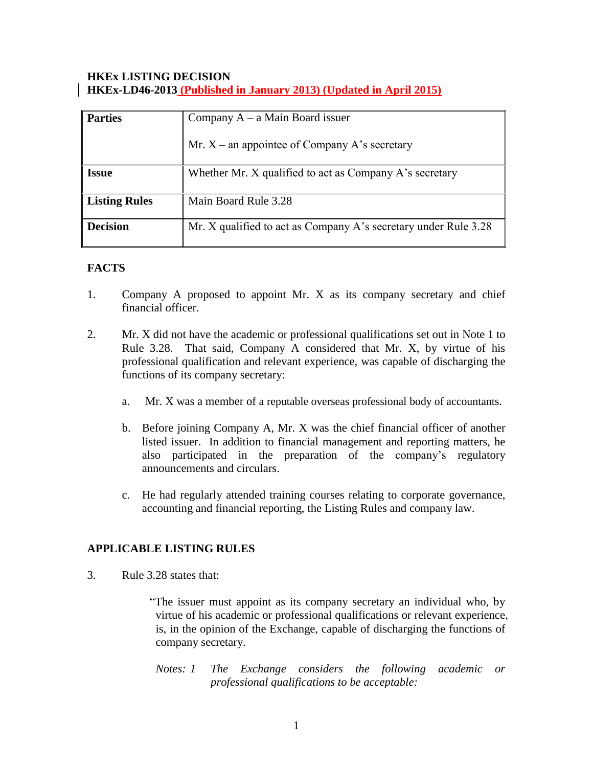**HKEx LISTING DECISION**
**HKEx-LD46-2013 (Published in January 2013) (Updated in April 2015)**

| | |
|---|---|
| **Parties** | Company A – a Main Board issuer<br><br>Mr. X – an appointee of Company A's secretary |
| **Issue** | Whether Mr. X qualified to act as Company A's secretary |
| **Listing Rules** | Main Board Rule 3.28 |
| **Decision** | Mr. X qualified to act as Company A's secretary under Rule 3.28 |

**FACTS**

1. Company A proposed to appoint Mr. X as its company secretary and chief financial officer.

2. Mr. X did not have the academic or professional qualifications set out in Note 1 to Rule 3.28. That said, Company A considered that Mr. X, by virtue of his professional qualification and relevant experience, was capable of discharging the functions of its company secretary:

   a. Mr. X was a member of a reputable overseas professional body of accountants.

   b. Before joining Company A, Mr. X was the chief financial officer of another listed issuer. In addition to financial management and reporting matters, he also participated in the preparation of the company's regulatory announcements and circulars.

   c. He had regularly attended training courses relating to corporate governance, accounting and financial reporting, the Listing Rules and company law.

**APPLICABLE LISTING RULES**

3. Rule 3.28 states that:

> "The issuer must appoint as its company secretary an individual who, by virtue of his academic or professional qualifications or relevant experience, is, in the opinion of the Exchange, capable of discharging the functions of company secretary.
>
> *Notes: 1 The Exchange considers the following academic or professional qualifications to be acceptable:*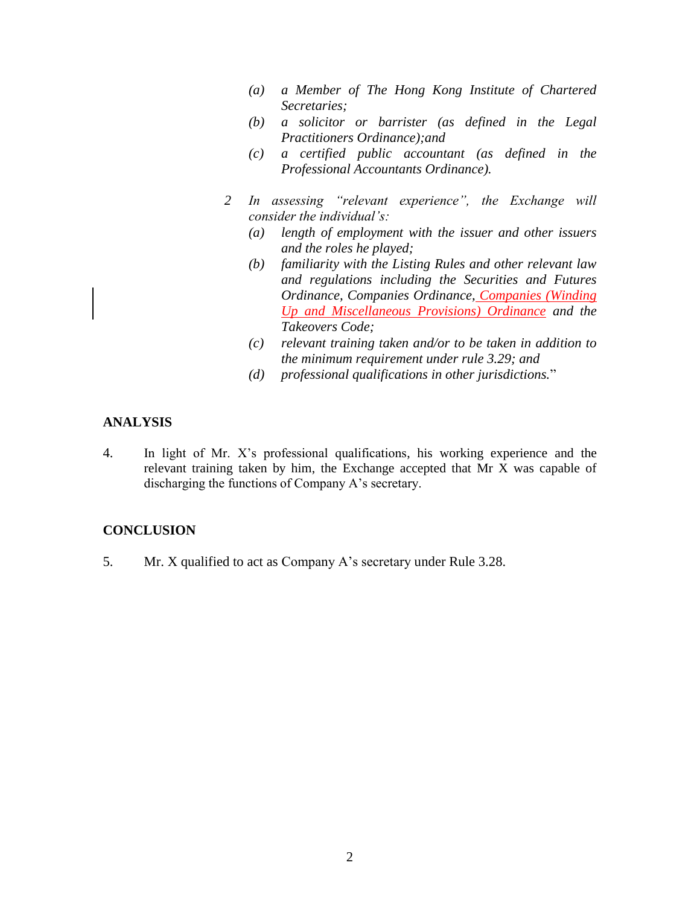*(a) a Member of The Hong Kong Institute of Chartered Secretaries;*

*(b) a solicitor or barrister (as defined in the Legal Practitioners Ordinance);and*

*(c) a certified public accountant (as defined in the Professional Accountants Ordinance).*

*2 In assessing "relevant experience", the Exchange will consider the individual's:*

*(a) length of employment with the issuer and other issuers and the roles he played;*

*(b) familiarity with the Listing Rules and other relevant law and regulations including the Securities and Futures Ordinance, Companies Ordinance, Companies (Winding Up and Miscellaneous Provisions) Ordinance and the Takeovers Code;*

*(c) relevant training taken and/or to be taken in addition to the minimum requirement under rule 3.29; and*

*(d) professional qualifications in other jurisdictions.*"

## ANALYSIS

4. In light of Mr. X's professional qualifications, his working experience and the relevant training taken by him, the Exchange accepted that Mr X was capable of discharging the functions of Company A's secretary.

## CONCLUSION

5. Mr. X qualified to act as Company A's secretary under Rule 3.28.